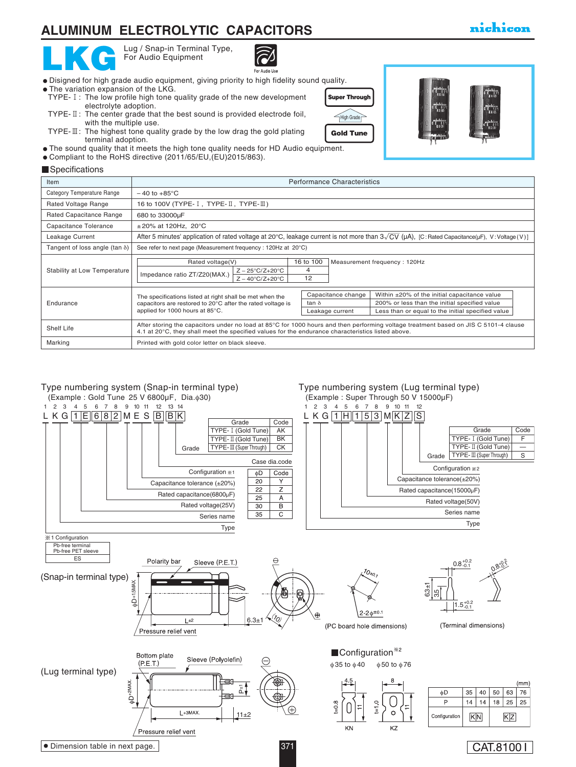# ALUMINUM ELECTROLYTIC CAPACITORS

nichicon

# LKG

Lug / Snap-in Terminal Type, For Audio Equipment

For Audio Use

- Disigned for high grade audio equipment, giving priority to high fidelity sound quality.
- The variation expansion of the LKG.
  - TYPE- Ⅰ : The low profile high tone quality grade of the new development electrolyte adoption.
  - TYPE- Ⅱ : The center grade that the best sound is provided electrode foil, with the multiple use.
  - TYPE- Ⅲ : The highest tone quality grade by the low drag the gold plating terminal adoption.
- The sound quality that it meets the high tone quality needs for HD Audio equipment.
- Compliant to the RoHS directive (2011/65/EU,(EU)2015/863).

Super Through
High Grade
Gold Tune

## Specifications

| Item | Performance Characteristics |
|---|---|
| Category Temperature Range | – 40 to +85°C |
| Rated Voltage Range | 16 to 100V (TYPE- Ⅰ , TYPE- Ⅱ , TYPE- Ⅲ ) |
| Rated Capacitance Range | 680 to 33000µF |
| Capacitance Tolerance | ±20% at 120Hz, 20°C |
| Leakage Current | After 5 minutes' application of rated voltage at 20°C, leakage current is not more than $3\sqrt{CV}$ (µA), [C : Rated Capacitance(µF), V : Voltage (V)] |
| Tangent of loss angle (tan δ) | See refer to next page (Measurement frequency : 120Hz at 20°C) |
| Stability at Low Temperature | Rated voltage(V): 16 to 100; Impedance ratio ZT/Z20(MAX.): Z – 25°C/Z+20°C: 4; Z – 40°C/Z+20°C: 12; Measurement frequency : 120Hz |
| Endurance | The specifications listed at right shall be met when the capacitors are restored to 20°C after the rated voltage is applied for 1000 hours at 85°C. Capacitance change: Within ±20% of the initial capacitance value; tan δ: 200% or less than the initial specified value; Leakage current: Less than or equal to the initial specified value |
| Shelf Life | After storing the capacitors under no load at 85°C for 1000 hours and then performing voltage treatment based on JIS C 5101-4 clause 4.1 at 20°C, they shall meet the specified values for the endurance characteristics listed above. |
| Marking | Printed with gold color letter on black sleeve. |

## Type numbering system (Snap-in terminal type)

(Example : Gold Tune 25 V 6800µF, Dia.ϕ30)

L K G 1 E 6 8 2 M E S B B K
(positions 1 2 3 4 5 6 7 8 9 10 11 12 13 14)

- Type
- Series name
- Rated voltage(25V)
- Rated capacitance(6800µF)
- Capacitance tolerance (±20%)
- Configuration ※1
- Case dia.code
- Grade

| Grade | Code |
|---|---|
| TYPE- Ⅰ (Gold Tune) | AK |
| TYPE- Ⅱ (Gold Tune) | BK |
| TYPE- Ⅲ (Super Through) | CK |

| ϕD | Code |
|---|---|
| 20 | Y |
| 22 | Z |
| 25 | A |
| 30 | B |
| 35 | C |

※1 Configuration

| Pb-free terminal Pb-free PET sleeve |
|---|
| ES |

## Type numbering system (Lug terminal type)

(Example : Super Through 50 V 15000µF)

L K G 1 H 1 5 3 M K Z S
(positions 1 2 3 4 5 6 7 8 9 10 11 12)

- Type
- Series name
- Rated voltage(50V)
- Rated capacitance(15000µF)
- Capacitance tolerance(±20%)
- Configuration ※2
- Grade

| Grade | Code |
|---|---|
| TYPE- Ⅰ (Gold Tune) | F |
| TYPE- Ⅱ (Gold Tune) | — |
| TYPE- Ⅲ (Super Through) | S |

(Snap-in terminal type)

Polarity bar, Sleeve (P.E.T.), ϕD+1.5MAX, L±2, 6.3±1, (10), Pressure relief vent

10±0.1, 2-2ϕ±0.1

(PC board hole dimensions)

0.8 +0.2/-0.1, 6.3±1, 3.5, 1.5 +0.2/-0.1, 0.8 +0.2/-0.1

(Terminal dimensions)

(Lug terminal type)

Bottom plate (P.E.T.), Sleeve (Polyolefin), ϕD+2MAX., L+3MAX., P±1, 11±2, Pressure relief vent

### Configuration ※2

ϕ35 to ϕ40 / ϕ50 to ϕ76

4.5, t=0.8, 11, KN / 8, t=1.0, 11, KZ

(mm)

| ϕD | 35 | 40 | 50 | 63 | 76 |
|---|---|---|---|---|---|
| P | 14 | 14 | 18 | 25 | 25 |
| Configuration | KN | | KZ | | |

● Dimension table in next page.

CAT.8100 I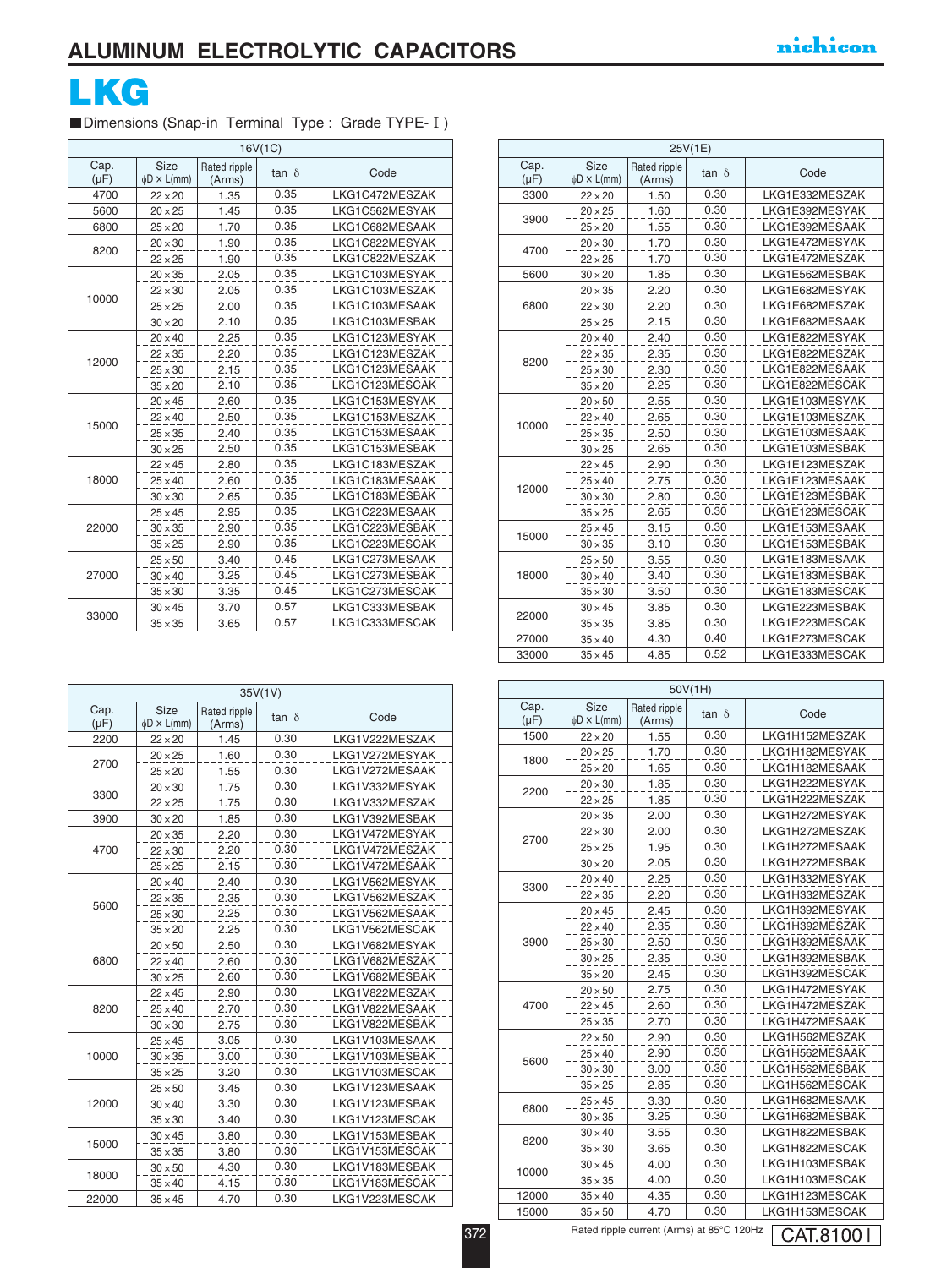# ALUMINUM ELECTROLYTIC CAPACITORS

nichicon

# LKG

■Dimensions (Snap-in Terminal Type : Grade TYPE-Ⅰ)

| 16V(1C) | | | | |
|---|---|---|---|---|
| Cap. (μF) | Size φD × L(mm) | Rated ripple (Arms) | tan δ | Code |
| 4700 | 22 × 20 | 1.35 | 0.35 | LKG1C472MESZAK |
| 5600 | 20 × 25 | 1.45 | 0.35 | LKG1C562MESYAK |
| 6800 | 25 × 20 | 1.70 | 0.35 | LKG1C682MESAAK |
| 8200 | 20 × 30 | 1.90 | 0.35 | LKG1C822MESYAK |
| | 22 × 25 | 1.90 | 0.35 | LKG1C822MESZAK |
| 10000 | 20 × 35 | 2.05 | 0.35 | LKG1C103MESYAK |
| | 22 × 30 | 2.05 | 0.35 | LKG1C103MESZAK |
| | 25 × 25 | 2.00 | 0.35 | LKG1C103MESAAK |
| | 30 × 20 | 2.10 | 0.35 | LKG1C103MESBAK |
| 12000 | 20 × 40 | 2.25 | 0.35 | LKG1C123MESYAK |
| | 22 × 35 | 2.20 | 0.35 | LKG1C123MESZAK |
| | 25 × 30 | 2.15 | 0.35 | LKG1C123MESAAK |
| | 35 × 20 | 2.10 | 0.35 | LKG1C123MESCAK |
| 15000 | 20 × 45 | 2.60 | 0.35 | LKG1C153MESYAK |
| | 22 × 40 | 2.50 | 0.35 | LKG1C153MESZAK |
| | 25 × 35 | 2.40 | 0.35 | LKG1C153MESAAK |
| | 30 × 25 | 2.50 | 0.35 | LKG1C153MESBAK |
| 18000 | 22 × 45 | 2.80 | 0.35 | LKG1C183MESZAK |
| | 25 × 40 | 2.60 | 0.35 | LKG1C183MESAAK |
| | 30 × 30 | 2.65 | 0.35 | LKG1C183MESBAK |
| 22000 | 25 × 45 | 2.95 | 0.35 | LKG1C223MESAAK |
| | 30 × 35 | 2.90 | 0.35 | LKG1C223MESBAK |
| | 35 × 25 | 2.90 | 0.35 | LKG1C223MESCAK |
| 27000 | 25 × 50 | 3.40 | 0.45 | LKG1C273MESAAK |
| | 30 × 40 | 3.25 | 0.45 | LKG1C273MESBAK |
| | 35 × 30 | 3.35 | 0.45 | LKG1C273MESCAK |
| 33000 | 30 × 45 | 3.70 | 0.57 | LKG1C333MESBAK |
| | 35 × 35 | 3.65 | 0.57 | LKG1C333MESCAK |

| 25V(1E) | | | | |
|---|---|---|---|---|
| Cap. (μF) | Size φD × L(mm) | Rated ripple (Arms) | tan δ | Code |
| 3300 | 22 × 20 | 1.50 | 0.30 | LKG1E332MESZAK |
| 3900 | 20 × 25 | 1.60 | 0.30 | LKG1E392MESYAK |
| | 25 × 20 | 1.55 | 0.30 | LKG1E392MESAAK |
| 4700 | 20 × 30 | 1.70 | 0.30 | LKG1E472MESYAK |
| | 22 × 25 | 1.70 | 0.30 | LKG1E472MESZAK |
| 5600 | 30 × 20 | 1.85 | 0.30 | LKG1E562MESBAK |
| 6800 | 20 × 35 | 2.20 | 0.30 | LKG1E682MESYAK |
| | 22 × 30 | 2.20 | 0.30 | LKG1E682MESZAK |
| | 25 × 25 | 2.15 | 0.30 | LKG1E682MESAAK |
| 8200 | 20 × 40 | 2.40 | 0.30 | LKG1E822MESYAK |
| | 22 × 35 | 2.35 | 0.30 | LKG1E822MESZAK |
| | 25 × 30 | 2.30 | 0.30 | LKG1E822MESAAK |
| | 35 × 20 | 2.25 | 0.30 | LKG1E822MESCAK |
| 10000 | 20 × 50 | 2.55 | 0.30 | LKG1E103MESYAK |
| | 22 × 40 | 2.65 | 0.30 | LKG1E103MESZAK |
| | 25 × 35 | 2.50 | 0.30 | LKG1E103MESAAK |
| | 30 × 25 | 2.65 | 0.30 | LKG1E103MESBAK |
| 12000 | 22 × 45 | 2.90 | 0.30 | LKG1E123MESZAK |
| | 25 × 40 | 2.75 | 0.30 | LKG1E123MESAAK |
| | 30 × 30 | 2.80 | 0.30 | LKG1E123MESBAK |
| | 35 × 25 | 2.65 | 0.30 | LKG1E123MESCAK |
| 15000 | 25 × 45 | 3.15 | 0.30 | LKG1E153MESAAK |
| | 30 × 35 | 3.10 | 0.30 | LKG1E153MESBAK |
| 18000 | 25 × 50 | 3.55 | 0.30 | LKG1E183MESAAK |
| | 30 × 40 | 3.40 | 0.30 | LKG1E183MESBAK |
| | 35 × 30 | 3.50 | 0.30 | LKG1E183MESCAK |
| 22000 | 30 × 45 | 3.85 | 0.30 | LKG1E223MESBAK |
| | 35 × 35 | 3.85 | 0.30 | LKG1E223MESCAK |
| 27000 | 35 × 40 | 4.30 | 0.40 | LKG1E273MESCAK |
| 33000 | 35 × 45 | 4.85 | 0.52 | LKG1E333MESCAK |

| 35V(1V) | | | | |
|---|---|---|---|---|
| Cap. (μF) | Size φD × L(mm) | Rated ripple (Arms) | tan δ | Code |
| 2200 | 22 × 20 | 1.45 | 0.30 | LKG1V222MESZAK |
| 2700 | 20 × 25 | 1.60 | 0.30 | LKG1V272MESYAK |
| | 25 × 20 | 1.55 | 0.30 | LKG1V272MESAAK |
| 3300 | 20 × 30 | 1.75 | 0.30 | LKG1V332MESYAK |
| | 22 × 25 | 1.75 | 0.30 | LKG1V332MESZAK |
| 3900 | 30 × 20 | 1.85 | 0.30 | LKG1V392MESBAK |
| 4700 | 20 × 35 | 2.20 | 0.30 | LKG1V472MESYAK |
| | 22 × 30 | 2.20 | 0.30 | LKG1V472MESZAK |
| | 25 × 25 | 2.15 | 0.30 | LKG1V472MESAAK |
| 5600 | 20 × 40 | 2.40 | 0.30 | LKG1V562MESYAK |
| | 22 × 35 | 2.35 | 0.30 | LKG1V562MESZAK |
| | 25 × 30 | 2.25 | 0.30 | LKG1V562MESAAK |
| | 35 × 20 | 2.25 | 0.30 | LKG1V562MESCAK |
| 6800 | 20 × 50 | 2.50 | 0.30 | LKG1V682MESYAK |
| | 22 × 40 | 2.60 | 0.30 | LKG1V682MESZAK |
| | 30 × 25 | 2.60 | 0.30 | LKG1V682MESBAK |
| 8200 | 22 × 45 | 2.90 | 0.30 | LKG1V822MESZAK |
| | 25 × 40 | 2.70 | 0.30 | LKG1V822MESAAK |
| | 30 × 30 | 2.75 | 0.30 | LKG1V822MESBAK |
| 10000 | 25 × 45 | 3.05 | 0.30 | LKG1V103MESAAK |
| | 30 × 35 | 3.00 | 0.30 | LKG1V103MESBAK |
| | 35 × 25 | 3.20 | 0.30 | LKG1V103MESCAK |
| 12000 | 25 × 50 | 3.45 | 0.30 | LKG1V123MESAAK |
| | 30 × 40 | 3.30 | 0.30 | LKG1V123MESBAK |
| | 35 × 30 | 3.40 | 0.30 | LKG1V123MESCAK |
| 15000 | 30 × 45 | 3.80 | 0.30 | LKG1V153MESBAK |
| | 35 × 35 | 3.80 | 0.30 | LKG1V153MESCAK |
| 18000 | 30 × 50 | 4.30 | 0.30 | LKG1V183MESBAK |
| | 35 × 40 | 4.15 | 0.30 | LKG1V183MESCAK |
| 22000 | 35 × 45 | 4.70 | 0.30 | LKG1V223MESCAK |

| 50V(1H) | | | | |
|---|---|---|---|---|
| Cap. (μF) | Size φD × L(mm) | Rated ripple (Arms) | tan δ | Code |
| 1500 | 22 × 20 | 1.55 | 0.30 | LKG1H152MESZAK |
| 1800 | 20 × 25 | 1.70 | 0.30 | LKG1H182MESYAK |
| | 25 × 20 | 1.65 | 0.30 | LKG1H182MESAAK |
| 2200 | 20 × 30 | 1.85 | 0.30 | LKG1H222MESYAK |
| | 22 × 25 | 1.85 | 0.30 | LKG1H222MESZAK |
| 2700 | 20 × 35 | 2.00 | 0.30 | LKG1H272MESYAK |
| | 22 × 30 | 2.00 | 0.30 | LKG1H272MESZAK |
| | 25 × 25 | 1.95 | 0.30 | LKG1H272MESAAK |
| | 30 × 20 | 2.05 | 0.30 | LKG1H272MESBAK |
| 3300 | 20 × 40 | 2.25 | 0.30 | LKG1H332MESYAK |
| | 22 × 35 | 2.20 | 0.30 | LKG1H332MESZAK |
| 3900 | 20 × 45 | 2.45 | 0.30 | LKG1H392MESYAK |
| | 22 × 40 | 2.35 | 0.30 | LKG1H392MESZAK |
| | 25 × 30 | 2.50 | 0.30 | LKG1H392MESAAK |
| | 30 × 25 | 2.35 | 0.30 | LKG1H392MESBAK |
| | 35 × 20 | 2.45 | 0.30 | LKG1H392MESCAK |
| 4700 | 20 × 50 | 2.75 | 0.30 | LKG1H472MESYAK |
| | 22 × 45 | 2.60 | 0.30 | LKG1H472MESZAK |
| | 25 × 35 | 2.70 | 0.30 | LKG1H472MESAAK |
| 5600 | 22 × 50 | 2.90 | 0.30 | LKG1H562MESZAK |
| | 25 × 40 | 2.90 | 0.30 | LKG1H562MESAAK |
| | 30 × 30 | 3.00 | 0.30 | LKG1H562MESBAK |
| | 35 × 25 | 2.85 | 0.30 | LKG1H562MESCAK |
| 6800 | 25 × 45 | 3.30 | 0.30 | LKG1H682MESAAK |
| | 30 × 35 | 3.25 | 0.30 | LKG1H682MESBAK |
| 8200 | 30 × 40 | 3.55 | 0.30 | LKG1H822MESBAK |
| | 35 × 30 | 3.65 | 0.30 | LKG1H822MESCAK |
| 10000 | 30 × 45 | 4.00 | 0.30 | LKG1H103MESBAK |
| | 35 × 35 | 4.00 | 0.30 | LKG1H103MESCAK |
| 12000 | 35 × 40 | 4.35 | 0.30 | LKG1H123MESCAK |
| 15000 | 35 × 50 | 4.70 | 0.30 | LKG1H153MESCAK |

Rated ripple current (Arms) at 85°C 120Hz

CAT.8100 I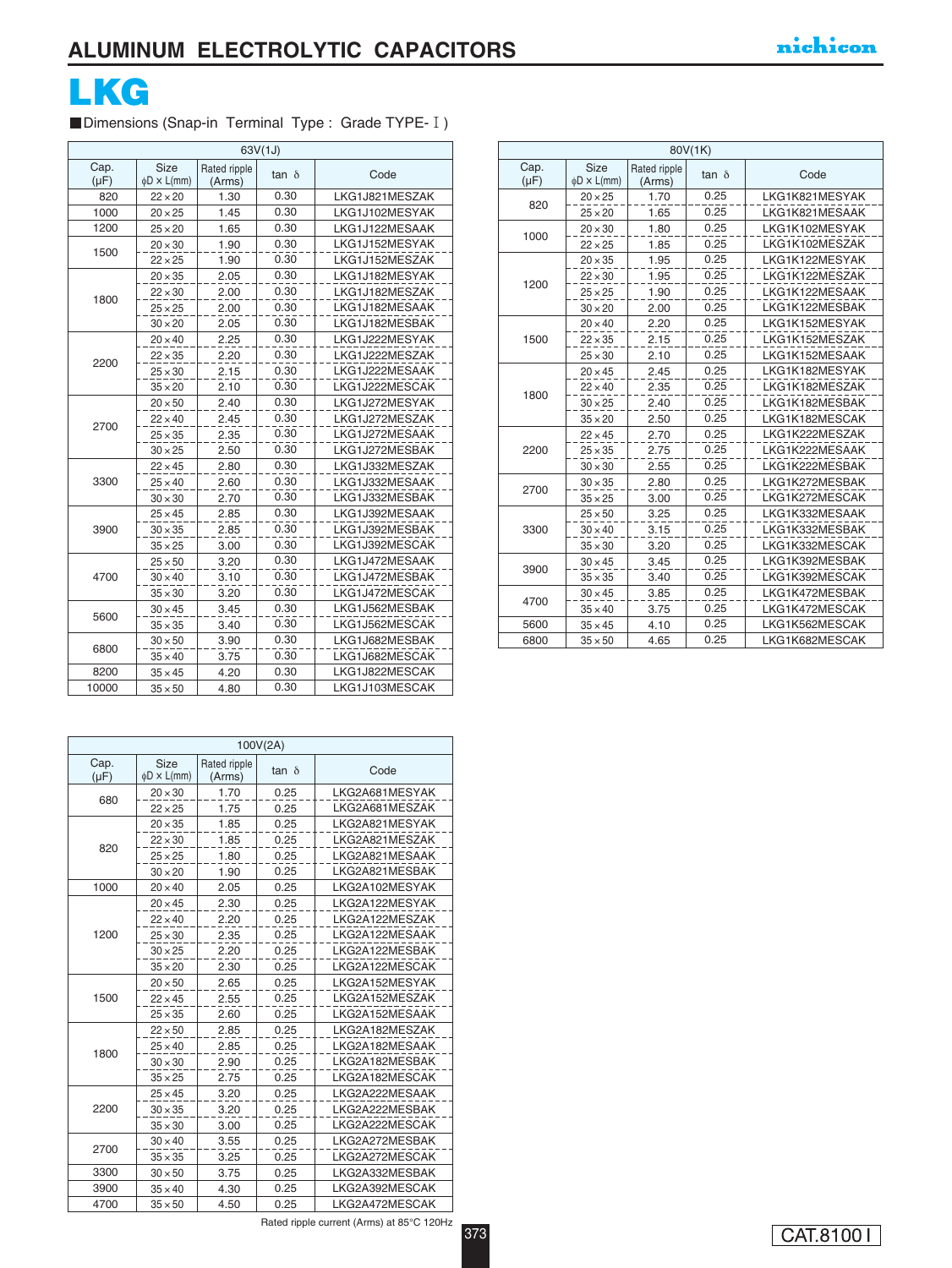# ALUMINUM ELECTROLYTIC CAPACITORS

# LKG

■Dimensions (Snap-in Terminal Type : Grade TYPE-Ⅰ)

| 63V(1J) | | | | |
|---|---|---|---|---|
| Cap. (μF) | Size φD × L(mm) | Rated ripple (Arms) | tan δ | Code |
| 820 | 22×20 | 1.30 | 0.30 | LKG1J821MESZAK |
| 1000 | 20×25 | 1.45 | 0.30 | LKG1J102MESYAK |
| 1200 | 25×20 | 1.65 | 0.30 | LKG1J122MESAAK |
| 1500 | 20×30 | 1.90 | 0.30 | LKG1J152MESYAK |
| | 22×25 | 1.90 | 0.30 | LKG1J152MESZAK |
| 1800 | 20×35 | 2.05 | 0.30 | LKG1J182MESYAK |
| | 22×30 | 2.00 | 0.30 | LKG1J182MESZAK |
| | 25×25 | 2.00 | 0.30 | LKG1J182MESAAK |
| | 30×20 | 2.05 | 0.30 | LKG1J182MESBAK |
| 2200 | 20×40 | 2.25 | 0.30 | LKG1J222MESYAK |
| | 22×35 | 2.20 | 0.30 | LKG1J222MESZAK |
| | 25×30 | 2.15 | 0.30 | LKG1J222MESAAK |
| | 35×20 | 2.10 | 0.30 | LKG1J222MESCAK |
| 2700 | 20×50 | 2.40 | 0.30 | LKG1J272MESYAK |
| | 22×40 | 2.45 | 0.30 | LKG1J272MESZAK |
| | 25×35 | 2.35 | 0.30 | LKG1J272MESAAK |
| | 30×25 | 2.50 | 0.30 | LKG1J272MESBAK |
| 3300 | 22×45 | 2.80 | 0.30 | LKG1J332MESZAK |
| | 25×40 | 2.60 | 0.30 | LKG1J332MESAAK |
| | 30×30 | 2.70 | 0.30 | LKG1J332MESBAK |
| 3900 | 25×45 | 2.85 | 0.30 | LKG1J392MESAAK |
| | 30×35 | 2.85 | 0.30 | LKG1J392MESBAK |
| | 35×25 | 3.00 | 0.30 | LKG1J392MESCAK |
| 4700 | 25×50 | 3.20 | 0.30 | LKG1J472MESAAK |
| | 30×40 | 3.10 | 0.30 | LKG1J472MESBAK |
| | 35×30 | 3.20 | 0.30 | LKG1J472MESCAK |
| 5600 | 30×45 | 3.45 | 0.30 | LKG1J562MESBAK |
| | 35×35 | 3.40 | 0.30 | LKG1J562MESCAK |
| 6800 | 30×50 | 3.90 | 0.30 | LKG1J682MESBAK |
| | 35×40 | 3.75 | 0.30 | LKG1J682MESCAK |
| 8200 | 35×45 | 4.20 | 0.30 | LKG1J822MESCAK |
| 10000 | 35×50 | 4.80 | 0.30 | LKG1J103MESCAK |

| 80V(1K) | | | | |
|---|---|---|---|---|
| Cap. (μF) | Size φD × L(mm) | Rated ripple (Arms) | tan δ | Code |
| 820 | 20×25 | 1.70 | 0.25 | LKG1K821MESYAK |
| | 25×20 | 1.65 | 0.25 | LKG1K821MESAAK |
| 1000 | 20×30 | 1.80 | 0.25 | LKG1K102MESYAK |
| | 22×25 | 1.85 | 0.25 | LKG1K102MESZAK |
| 1200 | 20×35 | 1.95 | 0.25 | LKG1K122MESYAK |
| | 22×30 | 1.95 | 0.25 | LKG1K122MESZAK |
| | 25×25 | 1.90 | 0.25 | LKG1K122MESAAK |
| | 30×20 | 2.00 | 0.25 | LKG1K122MESBAK |
| 1500 | 20×40 | 2.20 | 0.25 | LKG1K152MESYAK |
| | 22×35 | 2.15 | 0.25 | LKG1K152MESZAK |
| | 25×30 | 2.10 | 0.25 | LKG1K152MESAAK |
| 1800 | 20×45 | 2.45 | 0.25 | LKG1K182MESYAK |
| | 22×40 | 2.35 | 0.25 | LKG1K182MESZAK |
| | 30×25 | 2.40 | 0.25 | LKG1K182MESBAK |
| | 35×20 | 2.50 | 0.25 | LKG1K182MESCAK |
| 2200 | 22×45 | 2.70 | 0.25 | LKG1K222MESZAK |
| | 25×35 | 2.75 | 0.25 | LKG1K222MESAAK |
| | 30×30 | 2.55 | 0.25 | LKG1K222MESBAK |
| 2700 | 30×35 | 2.80 | 0.25 | LKG1K272MESBAK |
| | 35×25 | 3.00 | 0.25 | LKG1K272MESCAK |
| 3300 | 25×50 | 3.25 | 0.25 | LKG1K332MESAAK |
| | 30×40 | 3.15 | 0.25 | LKG1K332MESBAK |
| | 35×30 | 3.20 | 0.25 | LKG1K332MESCAK |
| 3900 | 30×45 | 3.45 | 0.25 | LKG1K392MESBAK |
| | 35×35 | 3.40 | 0.25 | LKG1K392MESCAK |
| 4700 | 30×45 | 3.85 | 0.25 | LKG1K472MESBAK |
| | 35×40 | 3.75 | 0.25 | LKG1K472MESCAK |
| 5600 | 35×45 | 4.10 | 0.25 | LKG1K562MESCAK |
| 6800 | 35×50 | 4.65 | 0.25 | LKG1K682MESCAK |

| 100V(2A) | | | | |
|---|---|---|---|---|
| Cap. (μF) | Size φD × L(mm) | Rated ripple (Arms) | tan δ | Code |
| 680 | 20×30 | 1.70 | 0.25 | LKG2A681MESYAK |
| | 22×25 | 1.75 | 0.25 | LKG2A681MESZAK |
| 820 | 20×35 | 1.85 | 0.25 | LKG2A821MESYAK |
| | 22×30 | 1.85 | 0.25 | LKG2A821MESZAK |
| | 25×25 | 1.80 | 0.25 | LKG2A821MESAAK |
| | 30×20 | 1.90 | 0.25 | LKG2A821MESBAK |
| 1000 | 20×40 | 2.05 | 0.25 | LKG2A102MESYAK |
| 1200 | 20×45 | 2.30 | 0.25 | LKG2A122MESYAK |
| | 22×40 | 2.20 | 0.25 | LKG2A122MESZAK |
| | 25×30 | 2.35 | 0.25 | LKG2A122MESAAK |
| | 30×25 | 2.20 | 0.25 | LKG2A122MESBAK |
| | 35×20 | 2.30 | 0.25 | LKG2A122MESCAK |
| 1500 | 20×50 | 2.65 | 0.25 | LKG2A152MESYAK |
| | 22×45 | 2.55 | 0.25 | LKG2A152MESZAK |
| | 25×35 | 2.60 | 0.25 | LKG2A152MESAAK |
| 1800 | 22×50 | 2.85 | 0.25 | LKG2A182MESZAK |
| | 25×40 | 2.85 | 0.25 | LKG2A182MESAAK |
| | 30×30 | 2.90 | 0.25 | LKG2A182MESBAK |
| | 35×25 | 2.75 | 0.25 | LKG2A182MESCAK |
| 2200 | 25×45 | 3.20 | 0.25 | LKG2A222MESAAK |
| | 30×35 | 3.20 | 0.25 | LKG2A222MESBAK |
| | 35×30 | 3.00 | 0.25 | LKG2A222MESCAK |
| 2700 | 30×40 | 3.55 | 0.25 | LKG2A272MESBAK |
| | 35×35 | 3.25 | 0.25 | LKG2A272MESCAK |
| 3300 | 30×50 | 3.75 | 0.25 | LKG2A332MESBAK |
| 3900 | 35×40 | 4.30 | 0.25 | LKG2A392MESCAK |
| 4700 | 35×50 | 4.50 | 0.25 | LKG2A472MESCAK |

Rated ripple current (Arms) at 85°C 120Hz

CAT.8100 I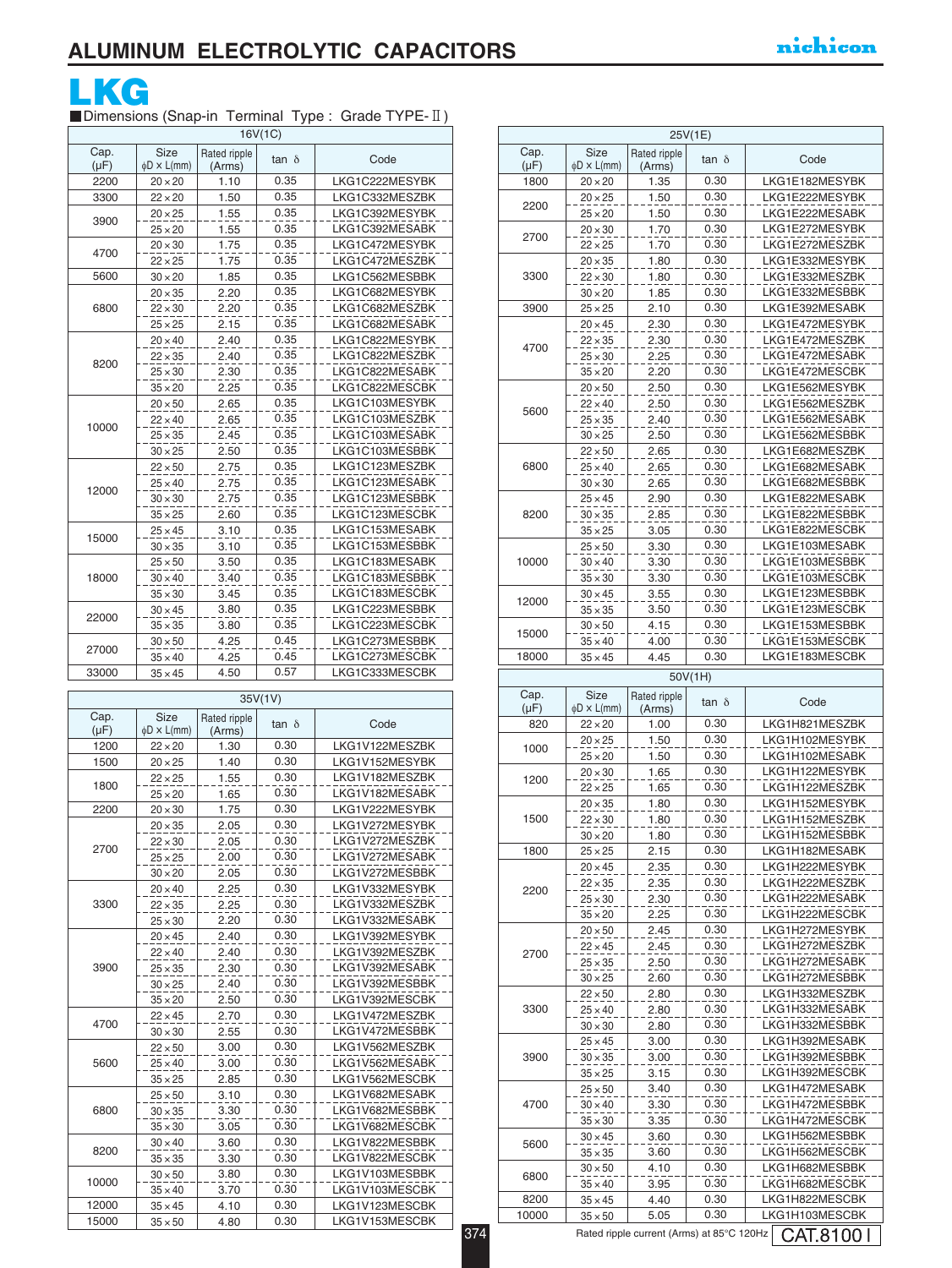# ALUMINUM ELECTROLYTIC CAPACITORS

nichicon

# LKG

■Dimensions (Snap-in Terminal Type : Grade TYPE-Ⅱ)

**16V(1C)**

| Cap. (μF) | Size ϕD × L(mm) | Rated ripple (Arms) | tan δ | Code |
|---|---|---|---|---|
| 2200 | 20 × 20 | 1.10 | 0.35 | LKG1C222MESYBK |
| 3300 | 22 × 20 | 1.50 | 0.35 | LKG1C332MESZBK |
| 3900 | 20 × 25 | 1.55 | 0.35 | LKG1C392MESYBK |
| | 25 × 20 | 1.55 | 0.35 | LKG1C392MESABK |
| 4700 | 20 × 30 | 1.75 | 0.35 | LKG1C472MESYBK |
| | 22 × 25 | 1.75 | 0.35 | LKG1C472MESZBK |
| 5600 | 30 × 20 | 1.85 | 0.35 | LKG1C562MESBBK |
| 6800 | 20 × 35 | 2.20 | 0.35 | LKG1C682MESYBK |
| | 22 × 30 | 2.20 | 0.35 | LKG1C682MESZBK |
| | 25 × 25 | 2.15 | 0.35 | LKG1C682MESABK |
| 8200 | 20 × 40 | 2.40 | 0.35 | LKG1C822MESYBK |
| | 22 × 35 | 2.40 | 0.35 | LKG1C822MESZBK |
| | 25 × 30 | 2.30 | 0.35 | LKG1C822MESABK |
| | 35 × 20 | 2.25 | 0.35 | LKG1C822MESCBK |
| 10000 | 20 × 50 | 2.65 | 0.35 | LKG1C103MESYBK |
| | 22 × 40 | 2.65 | 0.35 | LKG1C103MESZBK |
| | 25 × 35 | 2.45 | 0.35 | LKG1C103MESABK |
| | 30 × 25 | 2.50 | 0.35 | LKG1C103MESBBK |
| 12000 | 22 × 50 | 2.75 | 0.35 | LKG1C123MESZBK |
| | 25 × 40 | 2.75 | 0.35 | LKG1C123MESABK |
| | 30 × 30 | 2.75 | 0.35 | LKG1C123MESBBK |
| | 35 × 25 | 2.60 | 0.35 | LKG1C123MESCBK |
| 15000 | 25 × 45 | 3.10 | 0.35 | LKG1C153MESABK |
| | 30 × 35 | 3.10 | 0.35 | LKG1C153MESBBK |
| 18000 | 25 × 50 | 3.50 | 0.35 | LKG1C183MESABK |
| | 30 × 40 | 3.40 | 0.35 | LKG1C183MESBBK |
| | 35 × 30 | 3.45 | 0.35 | LKG1C183MESCBK |
| 22000 | 30 × 45 | 3.80 | 0.35 | LKG1C223MESBBK |
| | 35 × 35 | 3.80 | 0.35 | LKG1C223MESCBK |
| 27000 | 30 × 50 | 4.25 | 0.45 | LKG1C273MESBBK |
| | 35 × 40 | 4.25 | 0.45 | LKG1C273MESCBK |
| 33000 | 35 × 45 | 4.50 | 0.57 | LKG1C333MESCBK |

**35V(1V)**

| Cap. (μF) | Size ϕD × L(mm) | Rated ripple (Arms) | tan δ | Code |
|---|---|---|---|---|
| 1200 | 22 × 20 | 1.30 | 0.30 | LKG1V122MESZBK |
| 1500 | 20 × 25 | 1.40 | 0.30 | LKG1V152MESYBK |
| 1800 | 22 × 25 | 1.55 | 0.30 | LKG1V182MESZBK |
| | 25 × 20 | 1.65 | 0.30 | LKG1V182MESABK |
| 2200 | 20 × 30 | 1.75 | 0.30 | LKG1V222MESYBK |
| 2700 | 20 × 35 | 2.05 | 0.30 | LKG1V272MESYBK |
| | 22 × 30 | 2.05 | 0.30 | LKG1V272MESZBK |
| | 25 × 25 | 2.00 | 0.30 | LKG1V272MESABK |
| | 30 × 20 | 2.05 | 0.30 | LKG1V272MESBBK |
| 3300 | 20 × 40 | 2.25 | 0.30 | LKG1V332MESYBK |
| | 22 × 35 | 2.25 | 0.30 | LKG1V332MESZBK |
| | 25 × 30 | 2.20 | 0.30 | LKG1V332MESABK |
| 3900 | 20 × 45 | 2.40 | 0.30 | LKG1V392MESYBK |
| | 22 × 40 | 2.40 | 0.30 | LKG1V392MESZBK |
| | 25 × 35 | 2.30 | 0.30 | LKG1V392MESABK |
| | 30 × 25 | 2.40 | 0.30 | LKG1V392MESBBK |
| | 35 × 20 | 2.50 | 0.30 | LKG1V392MESCBK |
| 4700 | 22 × 45 | 2.70 | 0.30 | LKG1V472MESZBK |
| | 30 × 30 | 2.55 | 0.30 | LKG1V472MESBBK |
| 5600 | 22 × 50 | 3.00 | 0.30 | LKG1V562MESZBK |
| | 25 × 40 | 3.00 | 0.30 | LKG1V562MESABK |
| | 35 × 25 | 2.85 | 0.30 | LKG1V562MESCBK |
| 6800 | 25 × 50 | 3.10 | 0.30 | LKG1V682MESABK |
| | 30 × 35 | 3.30 | 0.30 | LKG1V682MESBBK |
| | 35 × 30 | 3.05 | 0.30 | LKG1V682MESCBK |
| 8200 | 30 × 40 | 3.60 | 0.30 | LKG1V822MESBBK |
| | 35 × 35 | 3.30 | 0.30 | LKG1V822MESCBK |
| 10000 | 30 × 50 | 3.80 | 0.30 | LKG1V103MESBBK |
| | 35 × 40 | 3.70 | 0.30 | LKG1V103MESCBK |
| 12000 | 35 × 45 | 4.10 | 0.30 | LKG1V123MESCBK |
| 15000 | 35 × 50 | 4.80 | 0.30 | LKG1V153MESCBK |

**25V(1E)**

| Cap. (μF) | Size ϕD × L(mm) | Rated ripple (Arms) | tan δ | Code |
|---|---|---|---|---|
| 1800 | 20 × 20 | 1.35 | 0.30 | LKG1E182MESYBK |
| 2200 | 20 × 25 | 1.50 | 0.30 | LKG1E222MESYBK |
| | 25 × 20 | 1.50 | 0.30 | LKG1E222MESABK |
| 2700 | 20 × 30 | 1.70 | 0.30 | LKG1E272MESYBK |
| | 22 × 25 | 1.70 | 0.30 | LKG1E272MESZBK |
| 3300 | 20 × 35 | 1.80 | 0.30 | LKG1E332MESYBK |
| | 22 × 30 | 1.80 | 0.30 | LKG1E332MESZBK |
| | 30 × 20 | 1.85 | 0.30 | LKG1E332MESBBK |
| 3900 | 25 × 25 | 2.10 | 0.30 | LKG1E392MESABK |
| 4700 | 20 × 45 | 2.30 | 0.30 | LKG1E472MESYBK |
| | 22 × 35 | 2.30 | 0.30 | LKG1E472MESZBK |
| | 25 × 30 | 2.25 | 0.30 | LKG1E472MESABK |
| | 35 × 20 | 2.20 | 0.30 | LKG1E472MESCBK |
| 5600 | 20 × 50 | 2.50 | 0.30 | LKG1E562MESYBK |
| | 22 × 40 | 2.50 | 0.30 | LKG1E562MESZBK |
| | 25 × 35 | 2.40 | 0.30 | LKG1E562MESABK |
| | 30 × 25 | 2.50 | 0.30 | LKG1E562MESBBK |
| 6800 | 22 × 50 | 2.65 | 0.30 | LKG1E682MESZBK |
| | 25 × 40 | 2.65 | 0.30 | LKG1E682MESABK |
| | 30 × 30 | 2.65 | 0.30 | LKG1E682MESBBK |
| 8200 | 25 × 45 | 2.90 | 0.30 | LKG1E822MESABK |
| | 30 × 35 | 2.85 | 0.30 | LKG1E822MESBBK |
| | 35 × 25 | 3.05 | 0.30 | LKG1E822MESCBK |
| 10000 | 25 × 50 | 3.30 | 0.30 | LKG1E103MESABK |
| | 30 × 40 | 3.30 | 0.30 | LKG1E103MESBBK |
| | 35 × 30 | 3.30 | 0.30 | LKG1E103MESCBK |
| 12000 | 30 × 45 | 3.55 | 0.30 | LKG1E123MESBBK |
| | 35 × 35 | 3.50 | 0.30 | LKG1E123MESCBK |
| 15000 | 30 × 50 | 4.15 | 0.30 | LKG1E153MESBBK |
| | 35 × 40 | 4.00 | 0.30 | LKG1E153MESCBK |
| 18000 | 35 × 45 | 4.45 | 0.30 | LKG1E183MESCBK |

**50V(1H)**

| Cap. (μF) | Size ϕD × L(mm) | Rated ripple (Arms) | tan δ | Code |
|---|---|---|---|---|
| 820 | 22 × 20 | 1.00 | 0.30 | LKG1H821MESZBK |
| 1000 | 20 × 25 | 1.50 | 0.30 | LKG1H102MESYBK |
| | 25 × 20 | 1.50 | 0.30 | LKG1H102MESABK |
| 1200 | 20 × 30 | 1.65 | 0.30 | LKG1H122MESYBK |
| | 22 × 25 | 1.65 | 0.30 | LKG1H122MESZBK |
| 1500 | 20 × 35 | 1.80 | 0.30 | LKG1H152MESYBK |
| | 22 × 30 | 1.80 | 0.30 | LKG1H152MESZBK |
| | 30 × 20 | 1.80 | 0.30 | LKG1H152MESBBK |
| 1800 | 25 × 25 | 2.15 | 0.30 | LKG1H182MESABK |
| 2200 | 20 × 45 | 2.35 | 0.30 | LKG1H222MESYBK |
| | 22 × 35 | 2.35 | 0.30 | LKG1H222MESZBK |
| | 25 × 30 | 2.30 | 0.30 | LKG1H222MESABK |
| | 35 × 20 | 2.25 | 0.30 | LKG1H222MESCBK |
| 2700 | 20 × 50 | 2.45 | 0.30 | LKG1H272MESYBK |
| | 22 × 45 | 2.45 | 0.30 | LKG1H272MESZBK |
| | 25 × 35 | 2.50 | 0.30 | LKG1H272MESABK |
| | 30 × 25 | 2.60 | 0.30 | LKG1H272MESBBK |
| 3300 | 22 × 50 | 2.80 | 0.30 | LKG1H332MESZBK |
| | 25 × 40 | 2.80 | 0.30 | LKG1H332MESABK |
| | 30 × 30 | 2.80 | 0.30 | LKG1H332MESBBK |
| 3900 | 25 × 45 | 3.00 | 0.30 | LKG1H392MESABK |
| | 30 × 35 | 3.00 | 0.30 | LKG1H392MESBBK |
| | 35 × 25 | 3.15 | 0.30 | LKG1H392MESCBK |
| 4700 | 25 × 50 | 3.40 | 0.30 | LKG1H472MESABK |
| | 30 × 40 | 3.30 | 0.30 | LKG1H472MESBBK |
| | 35 × 30 | 3.35 | 0.30 | LKG1H472MESCBK |
| 5600 | 30 × 45 | 3.60 | 0.30 | LKG1H562MESBBK |
| | 35 × 35 | 3.60 | 0.30 | LKG1H562MESCBK |
| 6800 | 30 × 50 | 4.10 | 0.30 | LKG1H682MESBBK |
| | 35 × 40 | 3.95 | 0.30 | LKG1H682MESCBK |
| 8200 | 35 × 45 | 4.40 | 0.30 | LKG1H822MESCBK |
| 10000 | 35 × 50 | 5.05 | 0.30 | LKG1H103MESCBK |

Rated ripple current (Arms) at 85°C 120Hz

CAT.8100 I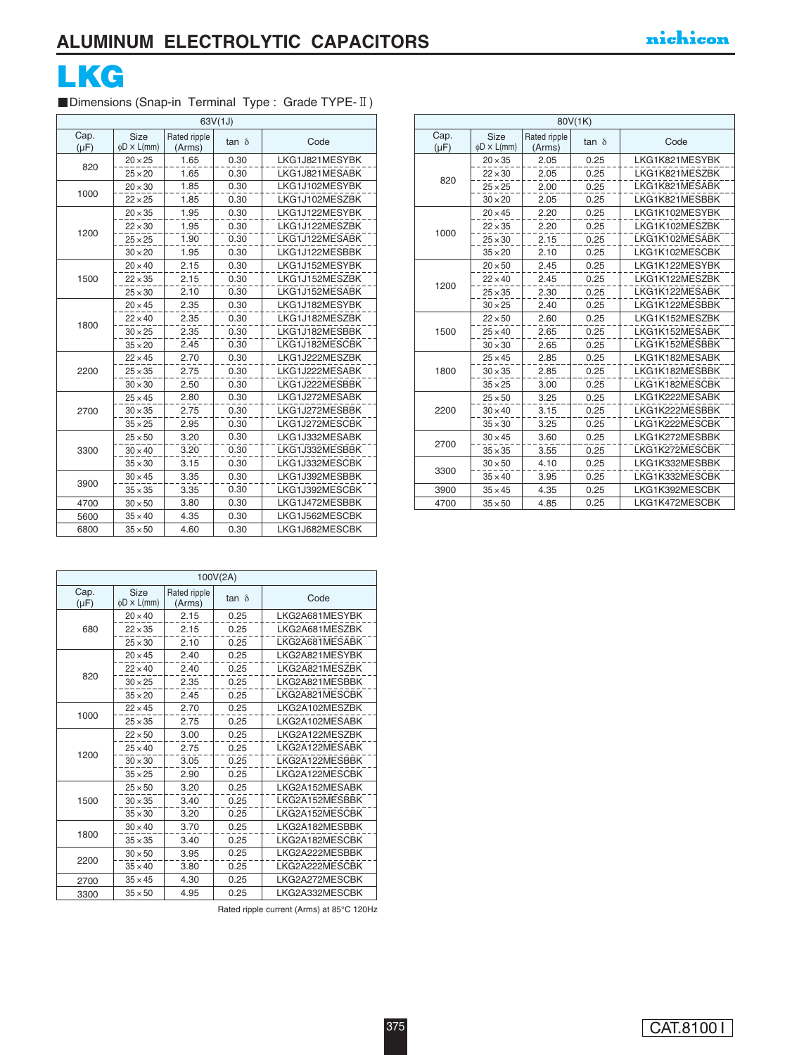# ALUMINUM ELECTROLYTIC CAPACITORS

nichicon

# LKG

■Dimensions (Snap-in Terminal Type : Grade TYPE-Ⅱ)

| 63V(1J) | | | | |
|---|---|---|---|---|
| Cap. (μF) | Size ϕD × L(mm) | Rated ripple (Arms) | tan δ | Code |
| 820 | 20 × 25 | 1.65 | 0.30 | LKG1J821MESYBK |
| | 25 × 20 | 1.65 | 0.30 | LKG1J821MESABK |
| 1000 | 20 × 30 | 1.85 | 0.30 | LKG1J102MESYBK |
| | 22 × 25 | 1.85 | 0.30 | LKG1J102MESZBK |
| 1200 | 20 × 35 | 1.95 | 0.30 | LKG1J122MESYBK |
| | 22 × 30 | 1.95 | 0.30 | LKG1J122MESZBK |
| | 25 × 25 | 1.90 | 0.30 | LKG1J122MESABK |
| | 30 × 20 | 1.95 | 0.30 | LKG1J122MESBBK |
| 1500 | 20 × 40 | 2.15 | 0.30 | LKG1J152MESYBK |
| | 22 × 35 | 2.15 | 0.30 | LKG1J152MESZBK |
| | 25 × 30 | 2.10 | 0.30 | LKG1J152MESABK |
| 1800 | 20 × 45 | 2.35 | 0.30 | LKG1J182MESYBK |
| | 22 × 40 | 2.35 | 0.30 | LKG1J182MESZBK |
| | 30 × 25 | 2.35 | 0.30 | LKG1J182MESBBK |
| | 35 × 20 | 2.45 | 0.30 | LKG1J182MESCBK |
| 2200 | 22 × 45 | 2.70 | 0.30 | LKG1J222MESZBK |
| | 25 × 35 | 2.75 | 0.30 | LKG1J222MESABK |
| | 30 × 30 | 2.50 | 0.30 | LKG1J222MESBBK |
| 2700 | 25 × 45 | 2.80 | 0.30 | LKG1J272MESABK |
| | 30 × 35 | 2.75 | 0.30 | LKG1J272MESBBK |
| | 35 × 25 | 2.95 | 0.30 | LKG1J272MESCBK |
| 3300 | 25 × 50 | 3.20 | 0.30 | LKG1J332MESABK |
| | 30 × 40 | 3.20 | 0.30 | LKG1J332MESBBK |
| | 35 × 30 | 3.15 | 0.30 | LKG1J332MESCBK |
| 3900 | 30 × 45 | 3.35 | 0.30 | LKG1J392MESBBK |
| | 35 × 35 | 3.35 | 0.30 | LKG1J392MESCBK |
| 4700 | 30 × 50 | 3.80 | 0.30 | LKG1J472MESBBK |
| 5600 | 35 × 40 | 4.35 | 0.30 | LKG1J562MESCBK |
| 6800 | 35 × 50 | 4.60 | 0.30 | LKG1J682MESCBK |

| 80V(1K) | | | | |
|---|---|---|---|---|
| Cap. (μF) | Size ϕD × L(mm) | Rated ripple (Arms) | tan δ | Code |
| 820 | 20 × 35 | 2.05 | 0.25 | LKG1K821MESYBK |
| | 22 × 30 | 2.05 | 0.25 | LKG1K821MESZBK |
| | 25 × 25 | 2.00 | 0.25 | LKG1K821MESABK |
| | 30 × 20 | 2.05 | 0.25 | LKG1K821MESBBK |
| 1000 | 20 × 45 | 2.20 | 0.25 | LKG1K102MESYBK |
| | 22 × 35 | 2.20 | 0.25 | LKG1K102MESZBK |
| | 25 × 30 | 2.15 | 0.25 | LKG1K102MESABK |
| | 35 × 20 | 2.10 | 0.25 | LKG1K102MESCBK |
| 1200 | 20 × 50 | 2.45 | 0.25 | LKG1K122MESYBK |
| | 22 × 40 | 2.45 | 0.25 | LKG1K122MESZBK |
| | 25 × 35 | 2.30 | 0.25 | LKG1K122MESABK |
| | 30 × 25 | 2.40 | 0.25 | LKG1K122MESBBK |
| 1500 | 22 × 50 | 2.60 | 0.25 | LKG1K152MESZBK |
| | 25 × 40 | 2.65 | 0.25 | LKG1K152MESABK |
| | 30 × 30 | 2.65 | 0.25 | LKG1K152MESBBK |
| 1800 | 25 × 45 | 2.85 | 0.25 | LKG1K182MESABK |
| | 30 × 35 | 2.85 | 0.25 | LKG1K182MESBBK |
| | 35 × 25 | 3.00 | 0.25 | LKG1K182MESCBK |
| 2200 | 25 × 50 | 3.25 | 0.25 | LKG1K222MESABK |
| | 30 × 40 | 3.15 | 0.25 | LKG1K222MESBBK |
| | 35 × 30 | 3.25 | 0.25 | LKG1K222MESCBK |
| 2700 | 30 × 45 | 3.60 | 0.25 | LKG1K272MESBBK |
| | 35 × 35 | 3.55 | 0.25 | LKG1K272MESCBK |
| 3300 | 30 × 50 | 4.10 | 0.25 | LKG1K332MESBBK |
| | 35 × 40 | 3.95 | 0.25 | LKG1K332MESCBK |
| 3900 | 35 × 45 | 4.35 | 0.25 | LKG1K392MESCBK |
| 4700 | 35 × 50 | 4.85 | 0.25 | LKG1K472MESCBK |

| 100V(2A) | | | | |
|---|---|---|---|---|
| Cap. (μF) | Size ϕD × L(mm) | Rated ripple (Arms) | tan δ | Code |
| 680 | 20 × 40 | 2.15 | 0.25 | LKG2A681MESYBK |
| | 22 × 35 | 2.15 | 0.25 | LKG2A681MESZBK |
| | 25 × 30 | 2.10 | 0.25 | LKG2A681MESABK |
| 820 | 20 × 45 | 2.40 | 0.25 | LKG2A821MESYBK |
| | 22 × 40 | 2.40 | 0.25 | LKG2A821MESZBK |
| | 30 × 25 | 2.35 | 0.25 | LKG2A821MESBBK |
| | 35 × 20 | 2.45 | 0.25 | LKG2A821MESCBK |
| 1000 | 22 × 45 | 2.70 | 0.25 | LKG2A102MESZBK |
| | 25 × 35 | 2.75 | 0.25 | LKG2A102MESABK |
| 1200 | 22 × 50 | 3.00 | 0.25 | LKG2A122MESZBK |
| | 25 × 40 | 2.75 | 0.25 | LKG2A122MESABK |
| | 30 × 30 | 3.05 | 0.25 | LKG2A122MESBBK |
| | 35 × 25 | 2.90 | 0.25 | LKG2A122MESCBK |
| 1500 | 25 × 50 | 3.20 | 0.25 | LKG2A152MESABK |
| | 30 × 35 | 3.40 | 0.25 | LKG2A152MESBBK |
| | 35 × 30 | 3.20 | 0.25 | LKG2A152MESCBK |
| 1800 | 30 × 40 | 3.70 | 0.25 | LKG2A182MESBBK |
| | 35 × 35 | 3.40 | 0.25 | LKG2A182MESCBK |
| 2200 | 30 × 50 | 3.95 | 0.25 | LKG2A222MESBBK |
| | 35 × 40 | 3.80 | 0.25 | LKG2A222MESCBK |
| 2700 | 35 × 45 | 4.30 | 0.25 | LKG2A272MESCBK |
| 3300 | 35 × 50 | 4.95 | 0.25 | LKG2A332MESCBK |

Rated ripple current (Arms) at 85°C 120Hz

CAT.8100 I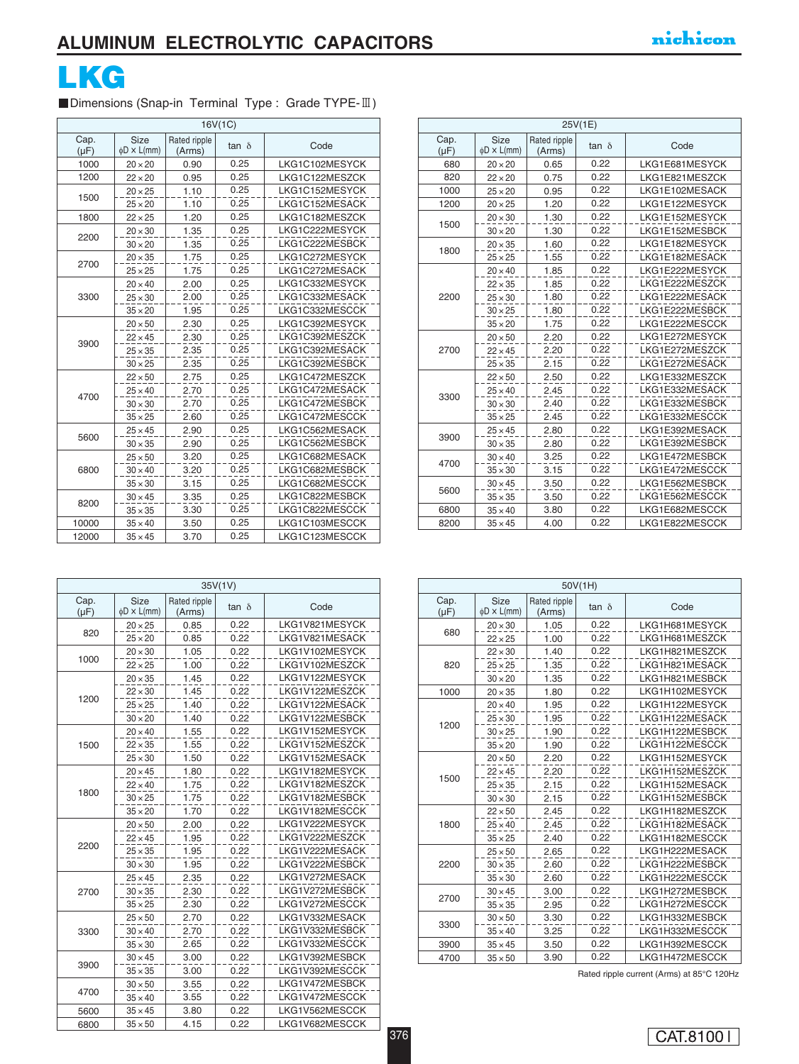# ALUMINUM ELECTROLYTIC CAPACITORS

nichicon

# LKG

■Dimensions (Snap-in Terminal Type : Grade TYPE-Ⅲ)

| 16V(1C) | | | | |
|---|---|---|---|---|
| Cap. (μF) | Size φD × L(mm) | Rated ripple (Arms) | tan δ | Code |
| 1000 | 20×20 | 0.90 | 0.25 | LKG1C102MESYCK |
| 1200 | 22×20 | 0.95 | 0.25 | LKG1C122MESZCK |
| 1500 | 20×25 | 1.10 | 0.25 | LKG1C152MESYCK |
| | 25×20 | 1.10 | 0.25 | LKG1C152MESACK |
| 1800 | 22×25 | 1.20 | 0.25 | LKG1C182MESZCK |
| 2200 | 20×30 | 1.35 | 0.25 | LKG1C222MESYCK |
| | 30×20 | 1.35 | 0.25 | LKG1C222MESBCK |
| 2700 | 20×35 | 1.75 | 0.25 | LKG1C272MESYCK |
| | 25×25 | 1.75 | 0.25 | LKG1C272MESACK |
| 3300 | 20×40 | 2.00 | 0.25 | LKG1C332MESYCK |
| | 25×30 | 2.00 | 0.25 | LKG1C332MESACK |
| | 35×20 | 1.95 | 0.25 | LKG1C332MESCCK |
| 3900 | 20×50 | 2.30 | 0.25 | LKG1C392MESYCK |
| | 22×45 | 2.30 | 0.25 | LKG1C392MESZCK |
| | 25×35 | 2.35 | 0.25 | LKG1C392MESACK |
| | 30×25 | 2.35 | 0.25 | LKG1C392MESBCK |
| 4700 | 22×50 | 2.75 | 0.25 | LKG1C472MESZCK |
| | 25×40 | 2.70 | 0.25 | LKG1C472MESACK |
| | 30×30 | 2.70 | 0.25 | LKG1C472MESBCK |
| | 35×25 | 2.60 | 0.25 | LKG1C472MESCCK |
| 5600 | 25×45 | 2.90 | 0.25 | LKG1C562MESACK |
| | 30×35 | 2.90 | 0.25 | LKG1C562MESBCK |
| 6800 | 25×50 | 3.20 | 0.25 | LKG1C682MESACK |
| | 30×40 | 3.20 | 0.25 | LKG1C682MESBCK |
| | 35×30 | 3.15 | 0.25 | LKG1C682MESCCK |
| 8200 | 30×45 | 3.35 | 0.25 | LKG1C822MESBCK |
| | 35×35 | 3.30 | 0.25 | LKG1C822MESCCK |
| 10000 | 35×40 | 3.50 | 0.25 | LKG1C103MESCCK |
| 12000 | 35×45 | 3.70 | 0.25 | LKG1C123MESCCK |

| 25V(1E) | | | | |
|---|---|---|---|---|
| Cap. (μF) | Size φD × L(mm) | Rated ripple (Arms) | tan δ | Code |
| 680 | 20×20 | 0.65 | 0.22 | LKG1E681MESYCK |
| 820 | 22×20 | 0.75 | 0.22 | LKG1E821MESZCK |
| 1000 | 25×20 | 0.95 | 0.22 | LKG1E102MESACK |
| 1200 | 20×25 | 1.20 | 0.22 | LKG1E122MESYCK |
| 1500 | 20×30 | 1.30 | 0.22 | LKG1E152MESYCK |
| | 30×20 | 1.30 | 0.22 | LKG1E152MESBCK |
| 1800 | 20×35 | 1.60 | 0.22 | LKG1E182MESYCK |
| | 25×25 | 1.55 | 0.22 | LKG1E182MESACK |
| 2200 | 20×40 | 1.85 | 0.22 | LKG1E222MESYCK |
| | 22×35 | 1.85 | 0.22 | LKG1E222MESZCK |
| | 25×30 | 1.80 | 0.22 | LKG1E222MESACK |
| | 30×25 | 1.80 | 0.22 | LKG1E222MESBCK |
| | 35×20 | 1.75 | 0.22 | LKG1E222MESCCK |
| 2700 | 20×50 | 2.20 | 0.22 | LKG1E272MESYCK |
| | 22×45 | 2.20 | 0.22 | LKG1E272MESZCK |
| | 25×35 | 2.15 | 0.22 | LKG1E272MESACK |
| 3300 | 22×50 | 2.50 | 0.22 | LKG1E332MESZCK |
| | 25×40 | 2.45 | 0.22 | LKG1E332MESACK |
| | 30×30 | 2.40 | 0.22 | LKG1E332MESBCK |
| | 35×25 | 2.45 | 0.22 | LKG1E332MESCCK |
| 3900 | 25×45 | 2.80 | 0.22 | LKG1E392MESACK |
| | 30×35 | 2.80 | 0.22 | LKG1E392MESBCK |
| 4700 | 30×40 | 3.25 | 0.22 | LKG1E472MESBCK |
| | 35×30 | 3.15 | 0.22 | LKG1E472MESCCK |
| 5600 | 30×45 | 3.50 | 0.22 | LKG1E562MESBCK |
| | 35×35 | 3.50 | 0.22 | LKG1E562MESCCK |
| 6800 | 35×40 | 3.80 | 0.22 | LKG1E682MESCCK |
| 8200 | 35×45 | 4.00 | 0.22 | LKG1E822MESCCK |

| 35V(1V) | | | | |
|---|---|---|---|---|
| Cap. (μF) | Size φD × L(mm) | Rated ripple (Arms) | tan δ | Code |
| 820 | 20×25 | 0.85 | 0.22 | LKG1V821MESYCK |
| | 25×20 | 0.85 | 0.22 | LKG1V821MESACK |
| 1000 | 20×30 | 1.05 | 0.22 | LKG1V102MESYCK |
| | 22×25 | 1.00 | 0.22 | LKG1V102MESZCK |
| 1200 | 20×35 | 1.45 | 0.22 | LKG1V122MESYCK |
| | 22×30 | 1.45 | 0.22 | LKG1V122MESZCK |
| | 25×25 | 1.40 | 0.22 | LKG1V122MESACK |
| | 30×20 | 1.40 | 0.22 | LKG1V122MESBCK |
| 1500 | 20×40 | 1.55 | 0.22 | LKG1V152MESYCK |
| | 22×35 | 1.55 | 0.22 | LKG1V152MESZCK |
| | 25×30 | 1.50 | 0.22 | LKG1V152MESACK |
| 1800 | 20×45 | 1.80 | 0.22 | LKG1V182MESYCK |
| | 22×40 | 1.75 | 0.22 | LKG1V182MESZCK |
| | 30×25 | 1.75 | 0.22 | LKG1V182MESBCK |
| | 35×20 | 1.70 | 0.22 | LKG1V182MESCCK |
| 2200 | 20×50 | 2.00 | 0.22 | LKG1V222MESYCK |
| | 22×45 | 1.95 | 0.22 | LKG1V222MESZCK |
| | 25×35 | 1.95 | 0.22 | LKG1V222MESACK |
| | 30×30 | 1.95 | 0.22 | LKG1V222MESBCK |
| 2700 | 25×45 | 2.35 | 0.22 | LKG1V272MESACK |
| | 30×35 | 2.30 | 0.22 | LKG1V272MESBCK |
| | 35×25 | 2.30 | 0.22 | LKG1V272MESCCK |
| 3300 | 25×50 | 2.70 | 0.22 | LKG1V332MESACK |
| | 30×40 | 2.70 | 0.22 | LKG1V332MESBCK |
| | 35×30 | 2.65 | 0.22 | LKG1V332MESCCK |
| 3900 | 30×45 | 3.00 | 0.22 | LKG1V392MESBCK |
| | 35×35 | 3.00 | 0.22 | LKG1V392MESCCK |
| 4700 | 30×50 | 3.55 | 0.22 | LKG1V472MESBCK |
| | 35×40 | 3.55 | 0.22 | LKG1V472MESCCK |
| 5600 | 35×45 | 3.80 | 0.22 | LKG1V562MESCCK |
| 6800 | 35×50 | 4.15 | 0.22 | LKG1V682MESCCK |

| 50V(1H) | | | | |
|---|---|---|---|---|
| Cap. (μF) | Size φD × L(mm) | Rated ripple (Arms) | tan δ | Code |
| 680 | 20×30 | 1.05 | 0.22 | LKG1H681MESYCK |
| | 22×25 | 1.00 | 0.22 | LKG1H681MESZCK |
| 820 | 22×30 | 1.40 | 0.22 | LKG1H821MESZCK |
| | 25×25 | 1.35 | 0.22 | LKG1H821MESACK |
| | 30×20 | 1.35 | 0.22 | LKG1H821MESBCK |
| 1000 | 20×35 | 1.80 | 0.22 | LKG1H102MESYCK |
| 1200 | 20×40 | 1.95 | 0.22 | LKG1H122MESYCK |
| | 25×30 | 1.95 | 0.22 | LKG1H122MESACK |
| | 30×25 | 1.90 | 0.22 | LKG1H122MESBCK |
| | 35×20 | 1.90 | 0.22 | LKG1H122MESCCK |
| 1500 | 20×50 | 2.20 | 0.22 | LKG1H152MESYCK |
| | 22×45 | 2.20 | 0.22 | LKG1H152MESZCK |
| | 25×35 | 2.15 | 0.22 | LKG1H152MESACK |
| | 30×30 | 2.15 | 0.22 | LKG1H152MESBCK |
| 1800 | 22×50 | 2.45 | 0.22 | LKG1H182MESZCK |
| | 25×40 | 2.45 | 0.22 | LKG1H182MESACK |
| | 35×25 | 2.40 | 0.22 | LKG1H182MESCCK |
| 2200 | 25×50 | 2.65 | 0.22 | LKG1H222MESACK |
| | 30×35 | 2.60 | 0.22 | LKG1H222MESBCK |
| | 35×30 | 2.60 | 0.22 | LKG1H222MESCCK |
| 2700 | 30×45 | 3.00 | 0.22 | LKG1H272MESBCK |
| | 35×35 | 2.95 | 0.22 | LKG1H272MESCCK |
| 3300 | 30×50 | 3.30 | 0.22 | LKG1H332MESBCK |
| | 35×40 | 3.25 | 0.22 | LKG1H332MESCCK |
| 3900 | 35×45 | 3.50 | 0.22 | LKG1H392MESCCK |
| 4700 | 35×50 | 3.90 | 0.22 | LKG1H472MESCCK |

Rated ripple current (Arms) at 85°C 120Hz

CAT.8100 I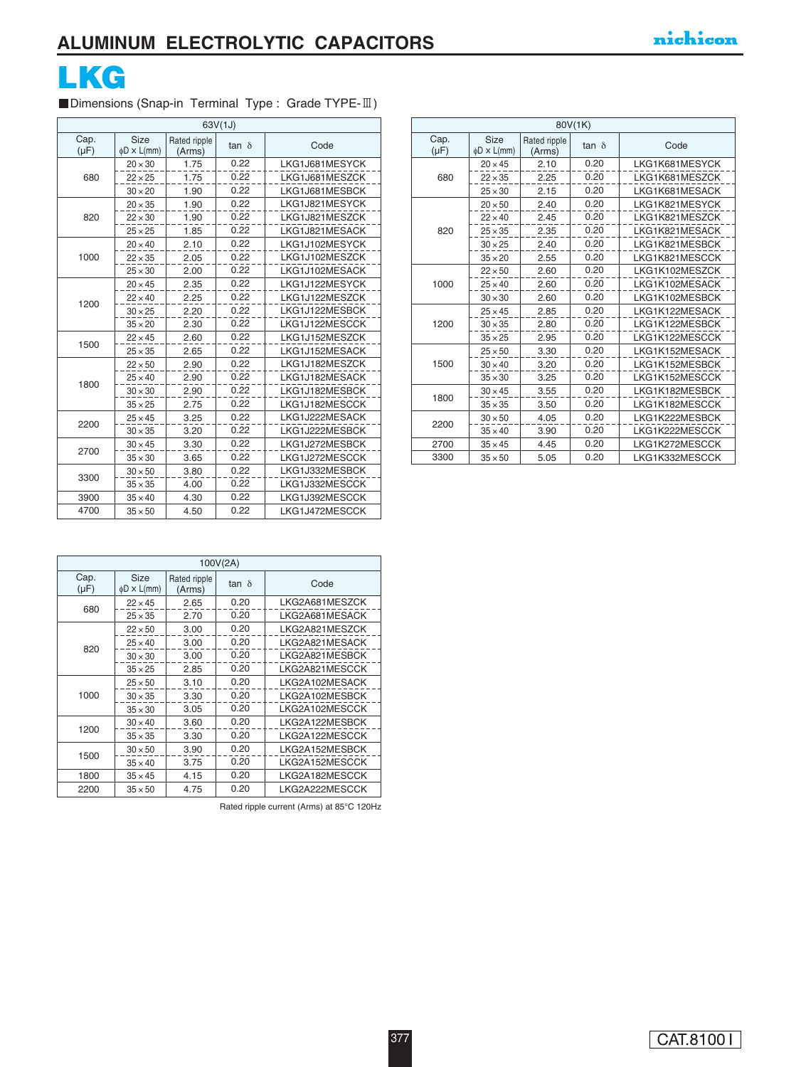# ALUMINUM ELECTROLYTIC CAPACITORS

nichicon

# LKG

■Dimensions (Snap-in Terminal Type : Grade TYPE-Ⅲ)

| 63V(1J) | | | | |
|---|---|---|---|---|
| Cap. (µF) | Size φD x L(mm) | Rated ripple (Arms) | tan δ | Code |
| 680 | 20×30 | 1.75 | 0.22 | LKG1J681MESYCK |
| | 22×25 | 1.75 | 0.22 | LKG1J681MESZCK |
| | 30×20 | 1.90 | 0.22 | LKG1J681MESBCK |
| 820 | 20×35 | 1.90 | 0.22 | LKG1J821MESYCK |
| | 22×30 | 1.90 | 0.22 | LKG1J821MESZCK |
| | 25×25 | 1.85 | 0.22 | LKG1J821MESACK |
| 1000 | 20×40 | 2.10 | 0.22 | LKG1J102MESYCK |
| | 22×35 | 2.05 | 0.22 | LKG1J102MESZCK |
| | 25×30 | 2.00 | 0.22 | LKG1J102MESACK |
| 1200 | 20×45 | 2.35 | 0.22 | LKG1J122MESYCK |
| | 22×40 | 2.25 | 0.22 | LKG1J122MESZCK |
| | 30×25 | 2.20 | 0.22 | LKG1J122MESBCK |
| | 35×20 | 2.30 | 0.22 | LKG1J122MESCCK |
| 1500 | 22×45 | 2.60 | 0.22 | LKG1J152MESZCK |
| | 25×35 | 2.65 | 0.22 | LKG1J152MESACK |
| 1800 | 22×50 | 2.90 | 0.22 | LKG1J182MESZCK |
| | 25×40 | 2.90 | 0.22 | LKG1J182MESACK |
| | 30×30 | 2.90 | 0.22 | LKG1J182MESBCK |
| | 35×25 | 2.75 | 0.22 | LKG1J182MESCCK |
| 2200 | 25×45 | 3.25 | 0.22 | LKG1J222MESACK |
| | 30×35 | 3.20 | 0.22 | LKG1J222MESBCK |
| 2700 | 30×45 | 3.30 | 0.22 | LKG1J272MESBCK |
| | 35×30 | 3.65 | 0.22 | LKG1J272MESCCK |
| 3300 | 30×50 | 3.80 | 0.22 | LKG1J332MESBCK |
| | 35×35 | 4.00 | 0.22 | LKG1J332MESCCK |
| 3900 | 35×40 | 4.30 | 0.22 | LKG1J392MESCCK |
| 4700 | 35×50 | 4.50 | 0.22 | LKG1J472MESCCK |

| 80V(1K) | | | | |
|---|---|---|---|---|
| Cap. (µF) | Size φD x L(mm) | Rated ripple (Arms) | tan δ | Code |
| 680 | 20×45 | 2.10 | 0.20 | LKG1K681MESYCK |
| | 22×35 | 2.25 | 0.20 | LKG1K681MESZCK |
| | 25×30 | 2.15 | 0.20 | LKG1K681MESACK |
| 820 | 20×50 | 2.40 | 0.20 | LKG1K821MESYCK |
| | 22×40 | 2.45 | 0.20 | LKG1K821MESZCK |
| | 25×35 | 2.35 | 0.20 | LKG1K821MESACK |
| | 30×25 | 2.40 | 0.20 | LKG1K821MESBCK |
| | 35×20 | 2.55 | 0.20 | LKG1K821MESCCK |
| 1000 | 22×50 | 2.60 | 0.20 | LKG1K102MESZCK |
| | 25×40 | 2.60 | 0.20 | LKG1K102MESACK |
| | 30×30 | 2.60 | 0.20 | LKG1K102MESBCK |
| 1200 | 25×45 | 2.85 | 0.20 | LKG1K122MESACK |
| | 30×35 | 2.80 | 0.20 | LKG1K122MESBCK |
| | 35×25 | 2.95 | 0.20 | LKG1K122MESCCK |
| 1500 | 25×50 | 3.30 | 0.20 | LKG1K152MESACK |
| | 30×40 | 3.20 | 0.20 | LKG1K152MESBCK |
| | 35×30 | 3.25 | 0.20 | LKG1K152MESCCK |
| 1800 | 30×45 | 3.55 | 0.20 | LKG1K182MESBCK |
| | 35×35 | 3.50 | 0.20 | LKG1K182MESCCK |
| 2200 | 30×50 | 4.05 | 0.20 | LKG1K222MESBCK |
| | 35×40 | 3.90 | 0.20 | LKG1K222MESCCK |
| 2700 | 35×45 | 4.45 | 0.20 | LKG1K272MESCCK |
| 3300 | 35×50 | 5.05 | 0.20 | LKG1K332MESCCK |

| 100V(2A) | | | | |
|---|---|---|---|---|
| Cap. (µF) | Size φD x L(mm) | Rated ripple (Arms) | tan δ | Code |
| 680 | 22×45 | 2.65 | 0.20 | LKG2A681MESZCK |
| | 25×35 | 2.70 | 0.20 | LKG2A681MESACK |
| 820 | 22×50 | 3.00 | 0.20 | LKG2A821MESZCK |
| | 25×40 | 3.00 | 0.20 | LKG2A821MESACK |
| | 30×30 | 3.00 | 0.20 | LKG2A821MESBCK |
| | 35×25 | 2.85 | 0.20 | LKG2A821MESCCK |
| 1000 | 25×50 | 3.10 | 0.20 | LKG2A102MESACK |
| | 30×35 | 3.30 | 0.20 | LKG2A102MESBCK |
| | 35×30 | 3.05 | 0.20 | LKG2A102MESCCK |
| 1200 | 30×40 | 3.60 | 0.20 | LKG2A122MESBCK |
| | 35×35 | 3.30 | 0.20 | LKG2A122MESCCK |
| 1500 | 30×50 | 3.90 | 0.20 | LKG2A152MESBCK |
| | 35×40 | 3.75 | 0.20 | LKG2A152MESCCK |
| 1800 | 35×45 | 4.15 | 0.20 | LKG2A182MESCCK |
| 2200 | 35×50 | 4.75 | 0.20 | LKG2A222MESCCK |

Rated ripple current (Arms) at 85°C 120Hz

CAT.8100 I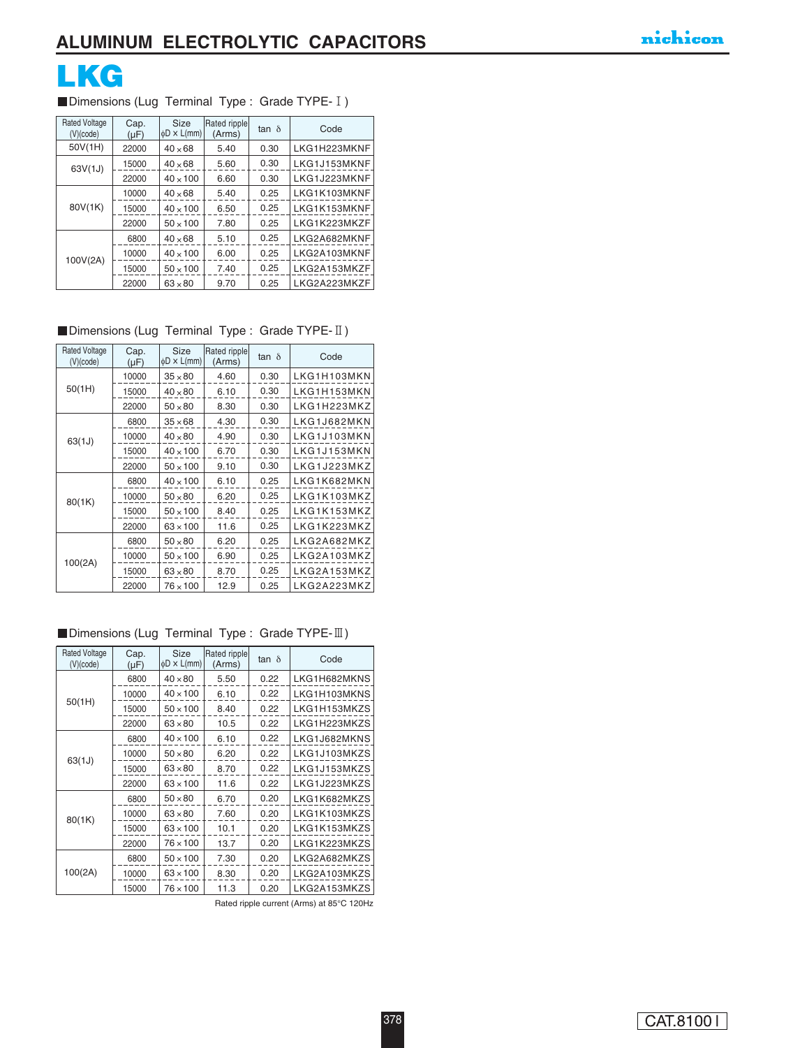# ALUMINUM ELECTROLYTIC CAPACITORS

## LKG

■Dimensions (Lug Terminal Type : Grade TYPE-Ⅰ)

| Rated Voltage (V)(code) | Cap. (μF) | Size ϕD × L(mm) | Rated ripple (Arms) | tan δ | Code |
|---|---|---|---|---|---|
| 50V(1H) | 22000 | 40 × 68 | 5.40 | 0.30 | LKG1H223MKNF |
| 63V(1J) | 15000 | 40 × 68 | 5.60 | 0.30 | LKG1J153MKNF |
| | 22000 | 40 × 100 | 6.60 | 0.30 | LKG1J223MKNF |
| 80V(1K) | 10000 | 40 × 68 | 5.40 | 0.25 | LKG1K103MKNF |
| | 15000 | 40 × 100 | 6.50 | 0.25 | LKG1K153MKNF |
| | 22000 | 50 × 100 | 7.80 | 0.25 | LKG1K223MKZF |
| 100V(2A) | 6800 | 40 × 68 | 5.10 | 0.25 | LKG2A682MKNF |
| | 10000 | 40 × 100 | 6.00 | 0.25 | LKG2A103MKNF |
| | 15000 | 50 × 100 | 7.40 | 0.25 | LKG2A153MKZF |
| | 22000 | 63 × 80 | 9.70 | 0.25 | LKG2A223MKZF |

■Dimensions (Lug Terminal Type : Grade TYPE-Ⅱ)

| Rated Voltage (V)(code) | Cap. (μF) | Size ϕD × L(mm) | Rated ripple (Arms) | tan δ | Code |
|---|---|---|---|---|---|
| 50(1H) | 10000 | 35 × 80 | 4.60 | 0.30 | LKG1H103MKN |
| | 15000 | 40 × 80 | 6.10 | 0.30 | LKG1H153MKN |
| | 22000 | 50 × 80 | 8.30 | 0.30 | LKG1H223MKZ |
| 63(1J) | 6800 | 35 × 68 | 4.30 | 0.30 | LKG1J682MKN |
| | 10000 | 40 × 80 | 4.90 | 0.30 | LKG1J103MKN |
| | 15000 | 40 × 100 | 6.70 | 0.30 | LKG1J153MKN |
| | 22000 | 50 × 100 | 9.10 | 0.30 | LKG1J223MKZ |
| 80(1K) | 6800 | 40 × 100 | 6.10 | 0.25 | LKG1K682MKN |
| | 10000 | 50 × 80 | 6.20 | 0.25 | LKG1K103MKZ |
| | 15000 | 50 × 100 | 8.40 | 0.25 | LKG1K153MKZ |
| | 22000 | 63 × 100 | 11.6 | 0.25 | LKG1K223MKZ |
| 100(2A) | 6800 | 50 × 80 | 6.20 | 0.25 | LKG2A682MKZ |
| | 10000 | 50 × 100 | 6.90 | 0.25 | LKG2A103MKZ |
| | 15000 | 63 × 80 | 8.70 | 0.25 | LKG2A153MKZ |
| | 22000 | 76 × 100 | 12.9 | 0.25 | LKG2A223MKZ |

■Dimensions (Lug Terminal Type : Grade TYPE-Ⅲ)

| Rated Voltage (V)(code) | Cap. (μF) | Size ϕD × L(mm) | Rated ripple (Arms) | tan δ | Code |
|---|---|---|---|---|---|
| 50(1H) | 6800 | 40 × 80 | 5.50 | 0.22 | LKG1H682MKNS |
| | 10000 | 40 × 100 | 6.10 | 0.22 | LKG1H103MKNS |
| | 15000 | 50 × 100 | 8.40 | 0.22 | LKG1H153MKZS |
| | 22000 | 63 × 80 | 10.5 | 0.22 | LKG1H223MKZS |
| 63(1J) | 6800 | 40 × 100 | 6.10 | 0.22 | LKG1J682MKNS |
| | 10000 | 50 × 80 | 6.20 | 0.22 | LKG1J103MKZS |
| | 15000 | 63 × 80 | 8.70 | 0.22 | LKG1J153MKZS |
| | 22000 | 63 × 100 | 11.6 | 0.22 | LKG1J223MKZS |
| 80(1K) | 6800 | 50 × 80 | 6.70 | 0.20 | LKG1K682MKZS |
| | 10000 | 63 × 80 | 7.60 | 0.20 | LKG1K103MKZS |
| | 15000 | 63 × 100 | 10.1 | 0.20 | LKG1K153MKZS |
| | 22000 | 76 × 100 | 13.7 | 0.20 | LKG1K223MKZS |
| 100(2A) | 6800 | 50 × 100 | 7.30 | 0.20 | LKG2A682MKZS |
| | 10000 | 63 × 100 | 8.30 | 0.20 | LKG2A103MKZS |
| | 15000 | 76 × 100 | 11.3 | 0.20 | LKG2A153MKZS |

Rated ripple current (Arms) at 85°C 120Hz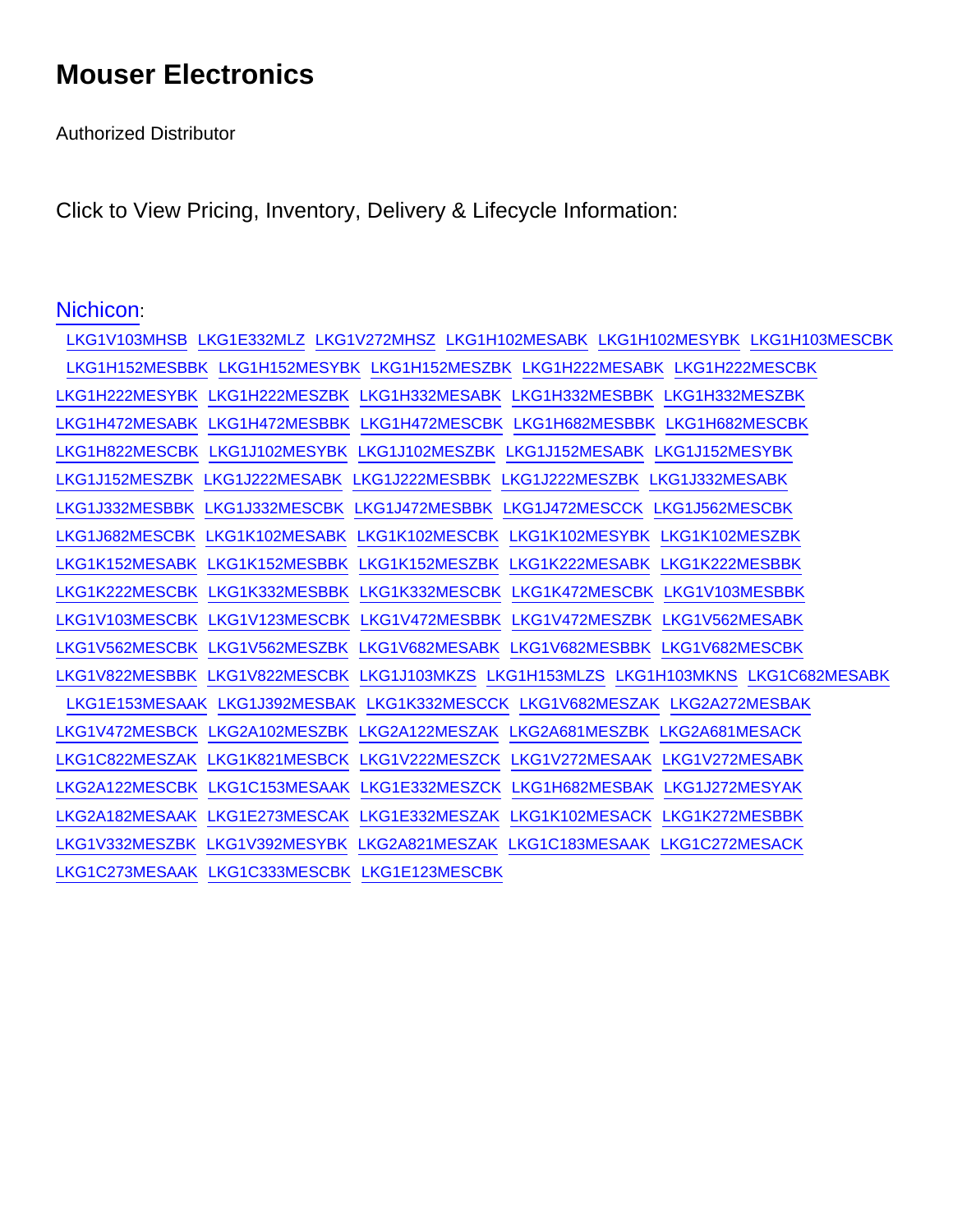# Mouser Electronics

Authorized Distributor

Click to View Pricing, Inventory, Delivery & Lifecycle Information:

Nichicon:

LKG1V103MHSB LKG1E332MLZ LKG1V272MHSZ LKG1H102MESABK LKG1H102MESYBK LKG1H103MESCBK LKG1H152MESBBK LKG1H152MESYBK LKG1H152MESZBK LKG1H222MESABK LKG1H222MESCBK LKG1H222MESYBK LKG1H222MESZBK LKG1H332MESABK LKG1H332MESBBK LKG1H332MESZBK LKG1H472MESABK LKG1H472MESBBK LKG1H472MESCBK LKG1H682MESBBK LKG1H682MESCBK LKG1H822MESCBK LKG1J102MESYBK LKG1J102MESZBK LKG1J152MESABK LKG1J152MESYBK LKG1J152MESZBK LKG1J222MESABK LKG1J222MESBBK LKG1J222MESZBK LKG1J332MESABK LKG1J332MESBBK LKG1J332MESCBK LKG1J472MESBBK LKG1J472MESCCK LKG1J562MESCBK LKG1J682MESCBK LKG1K102MESABK LKG1K102MESCBK LKG1K102MESYBK LKG1K102MESZBK LKG1K152MESABK LKG1K152MESBBK LKG1K152MESZBK LKG1K222MESABK LKG1K222MESBBK LKG1K222MESCBK LKG1K332MESBBK LKG1K332MESCBK LKG1K472MESCBK LKG1V103MESBBK LKG1V103MESCBK LKG1V123MESCBK LKG1V472MESBBK LKG1V472MESZBK LKG1V562MESABK LKG1V562MESCBK LKG1V562MESZBK LKG1V682MESABK LKG1V682MESBBK LKG1V682MESCBK LKG1V822MESBBK LKG1V822MESCBK LKG1J103MKZS LKG1H153MLZS LKG1H103MKNS LKG1C682MESABK LKG1E153MESAAK LKG1J392MESBAK LKG1K332MESCCK LKG1V682MESZAK LKG2A272MESBAK LKG1V472MESBCK LKG2A102MESZBK LKG2A122MESZAK LKG2A681MESZBK LKG2A681MESACK LKG1C822MESZAK LKG1K821MESBCK LKG1V222MESZCK LKG1V272MESAAK LKG1V272MESABK LKG2A122MESCBK LKG1C153MESAAK LKG1E332MESZCK LKG1H682MESBAK LKG1J272MESYAK LKG2A182MESAAK LKG1E273MESCAK LKG1E332MESZAK LKG1K102MESACK LKG1K272MESBBK LKG1V332MESZBK LKG1V392MESYBK LKG2A821MESZAK LKG1C183MESAAK LKG1C272MESACK LKG1C273MESAAK LKG1C333MESCBK LKG1E123MESCBK